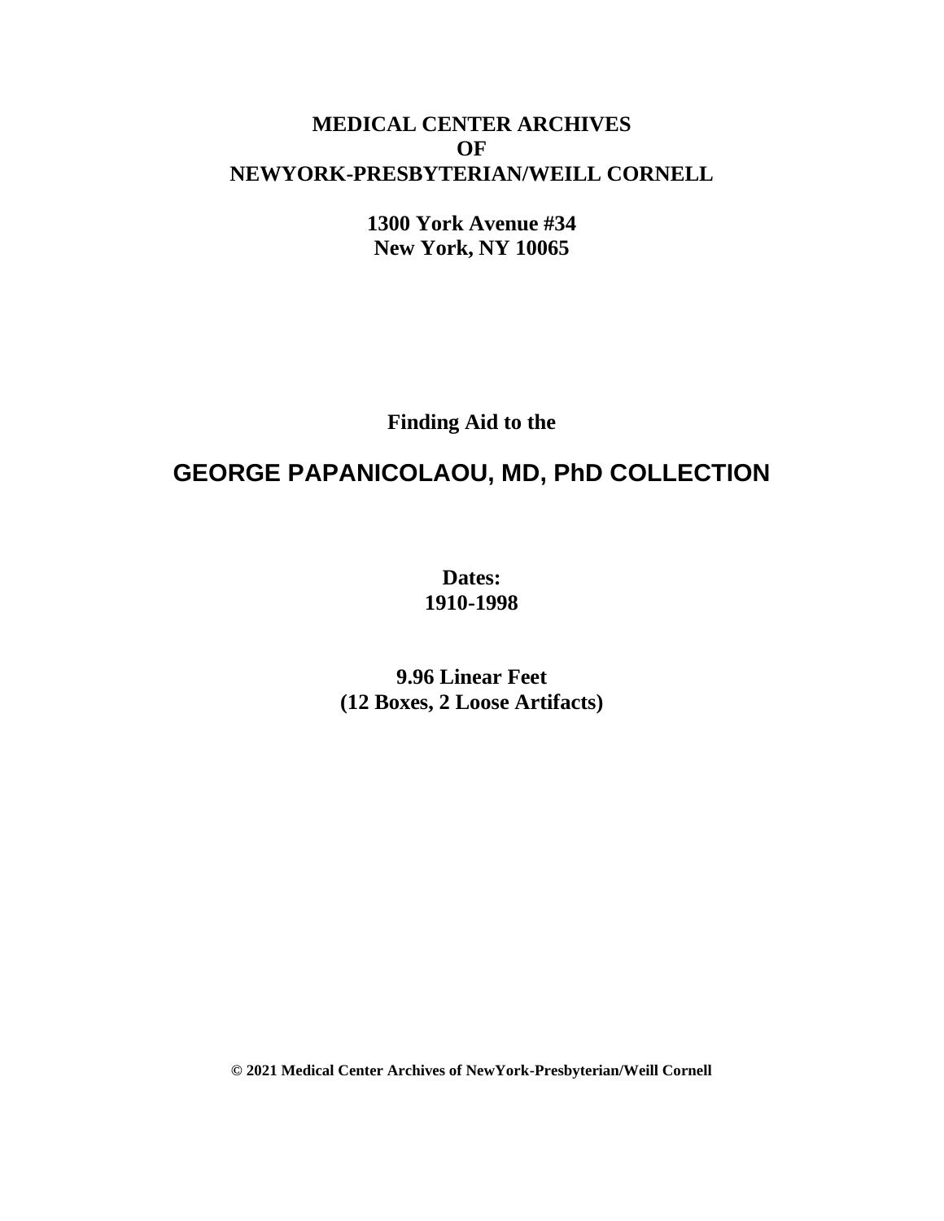**MEDICAL CENTER ARCHIVES**
**OF**
**NEWYORK-PRESBYTERIAN/WEILL CORNELL**

**1300 York Avenue #34**
**New York, NY 10065**

**Finding Aid to the**

# GEORGE PAPANICOLAOU, MD, PhD COLLECTION

**Dates:**
**1910-1998**

**9.96 Linear Feet**
**(12 Boxes, 2 Loose Artifacts)**

**© 2021 Medical Center Archives of NewYork-Presbyterian/Weill Cornell**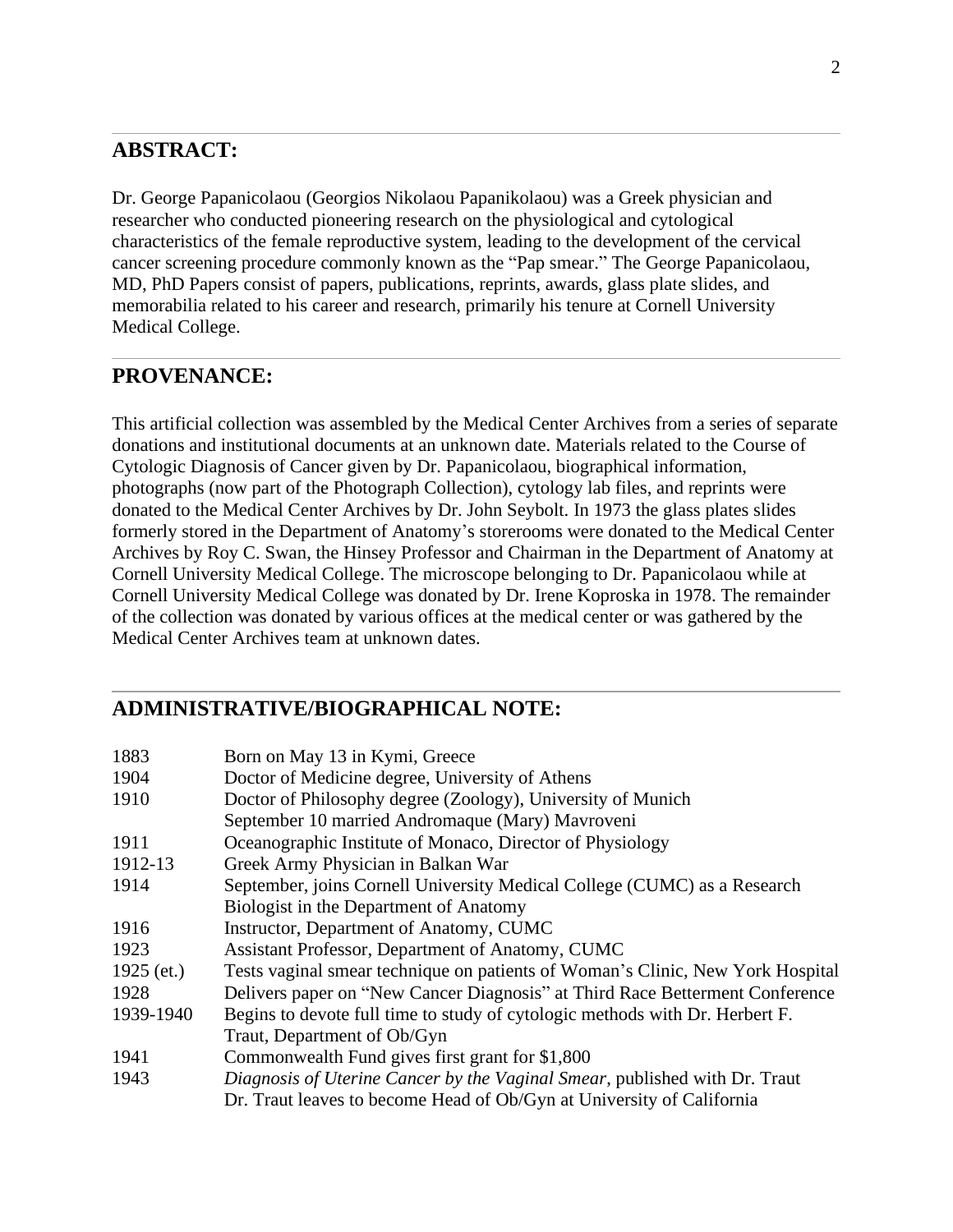## ABSTRACT:

Dr. George Papanicolaou (Georgios Nikolaou Papanikolaou) was a Greek physician and researcher who conducted pioneering research on the physiological and cytological characteristics of the female reproductive system, leading to the development of the cervical cancer screening procedure commonly known as the "Pap smear." The George Papanicolaou, MD, PhD Papers consist of papers, publications, reprints, awards, glass plate slides, and memorabilia related to his career and research, primarily his tenure at Cornell University Medical College.

## PROVENANCE:

This artificial collection was assembled by the Medical Center Archives from a series of separate donations and institutional documents at an unknown date. Materials related to the Course of Cytologic Diagnosis of Cancer given by Dr. Papanicolaou, biographical information, photographs (now part of the Photograph Collection), cytology lab files, and reprints were donated to the Medical Center Archives by Dr. John Seybolt. In 1973 the glass plates slides formerly stored in the Department of Anatomy's storerooms were donated to the Medical Center Archives by Roy C. Swan, the Hinsey Professor and Chairman in the Department of Anatomy at Cornell University Medical College. The microscope belonging to Dr. Papanicolaou while at Cornell University Medical College was donated by Dr. Irene Koproska in 1978. The remainder of the collection was donated by various offices at the medical center or was gathered by the Medical Center Archives team at unknown dates.

## ADMINISTRATIVE/BIOGRAPHICAL NOTE:

| | |
|---|---|
| 1883 | Born on May 13 in Kymi, Greece |
| 1904 | Doctor of Medicine degree, University of Athens |
| 1910 | Doctor of Philosophy degree (Zoology), University of Munich<br>September 10 married Andromaque (Mary) Mavroveni |
| 1911 | Oceanographic Institute of Monaco, Director of Physiology |
| 1912-13 | Greek Army Physician in Balkan War |
| 1914 | September, joins Cornell University Medical College (CUMC) as a Research Biologist in the Department of Anatomy |
| 1916 | Instructor, Department of Anatomy, CUMC |
| 1923 | Assistant Professor, Department of Anatomy, CUMC |
| 1925 (et.) | Tests vaginal smear technique on patients of Woman's Clinic, New York Hospital |
| 1928 | Delivers paper on "New Cancer Diagnosis" at Third Race Betterment Conference |
| 1939-1940 | Begins to devote full time to study of cytologic methods with Dr. Herbert F. Traut, Department of Ob/Gyn |
| 1941 | Commonwealth Fund gives first grant for $1,800 |
| 1943 | *Diagnosis of Uterine Cancer by the Vaginal Smear*, published with Dr. Traut<br>Dr. Traut leaves to become Head of Ob/Gyn at University of California |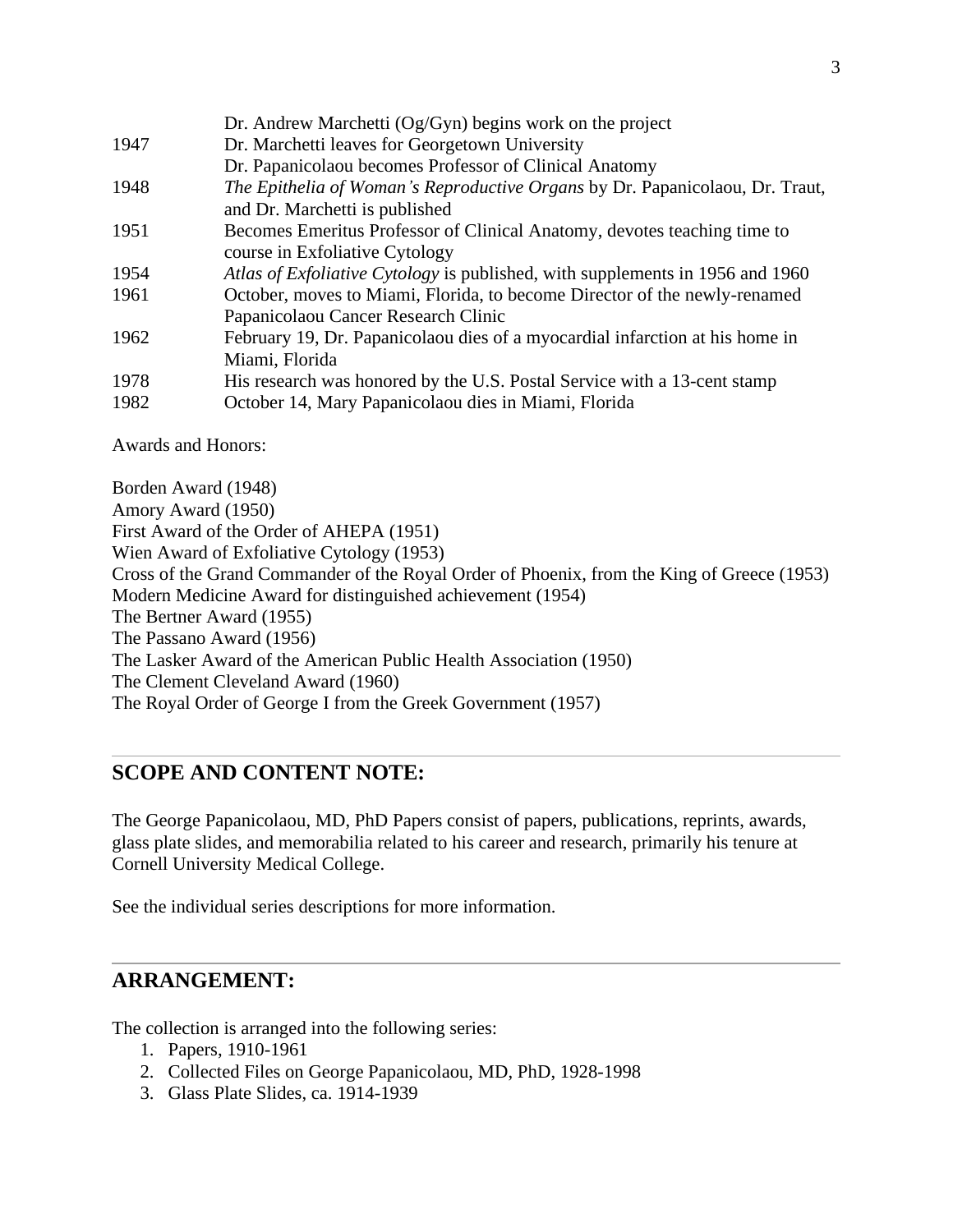| | |
|---|---|
| | Dr. Andrew Marchetti (Og/Gyn) begins work on the project |
| 1947 | Dr. Marchetti leaves for Georgetown University |
| | Dr. Papanicolaou becomes Professor of Clinical Anatomy |
| 1948 | *The Epithelia of Woman's Reproductive Organs* by Dr. Papanicolaou, Dr. Traut, and Dr. Marchetti is published |
| 1951 | Becomes Emeritus Professor of Clinical Anatomy, devotes teaching time to course in Exfoliative Cytology |
| 1954 | *Atlas of Exfoliative Cytology* is published, with supplements in 1956 and 1960 |
| 1961 | October, moves to Miami, Florida, to become Director of the newly-renamed Papanicolaou Cancer Research Clinic |
| 1962 | February 19, Dr. Papanicolaou dies of a myocardial infarction at his home in Miami, Florida |
| 1978 | His research was honored by the U.S. Postal Service with a 13-cent stamp |
| 1982 | October 14, Mary Papanicolaou dies in Miami, Florida |

Awards and Honors:

Borden Award (1948)
Amory Award (1950)
First Award of the Order of AHEPA (1951)
Wien Award of Exfoliative Cytology (1953)
Cross of the Grand Commander of the Royal Order of Phoenix, from the King of Greece (1953)
Modern Medicine Award for distinguished achievement (1954)
The Bertner Award (1955)
The Passano Award (1956)
The Lasker Award of the American Public Health Association (1950)
The Clement Cleveland Award (1960)
The Royal Order of George I from the Greek Government (1957)

## SCOPE AND CONTENT NOTE:

The George Papanicolaou, MD, PhD Papers consist of papers, publications, reprints, awards, glass plate slides, and memorabilia related to his career and research, primarily his tenure at Cornell University Medical College.

See the individual series descriptions for more information.

## ARRANGEMENT:

The collection is arranged into the following series:

1. Papers, 1910-1961
2. Collected Files on George Papanicolaou, MD, PhD, 1928-1998
3. Glass Plate Slides, ca. 1914-1939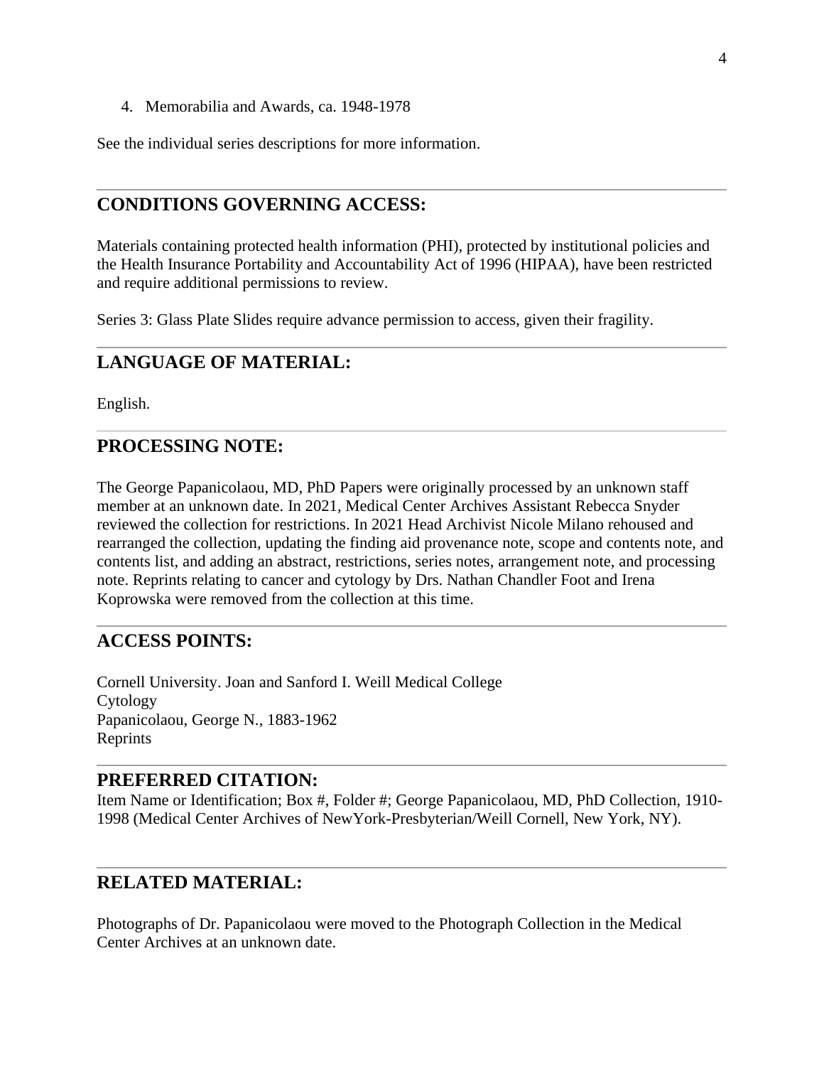4. Memorabilia and Awards, ca. 1948-1978

See the individual series descriptions for more information.

## CONDITIONS GOVERNING ACCESS:

Materials containing protected health information (PHI), protected by institutional policies and the Health Insurance Portability and Accountability Act of 1996 (HIPAA), have been restricted and require additional permissions to review.

Series 3: Glass Plate Slides require advance permission to access, given their fragility.

## LANGUAGE OF MATERIAL:

English.

## PROCESSING NOTE:

The George Papanicolaou, MD, PhD Papers were originally processed by an unknown staff member at an unknown date. In 2021, Medical Center Archives Assistant Rebecca Snyder reviewed the collection for restrictions. In 2021 Head Archivist Nicole Milano rehoused and rearranged the collection, updating the finding aid provenance note, scope and contents note, and contents list, and adding an abstract, restrictions, series notes, arrangement note, and processing note. Reprints relating to cancer and cytology by Drs. Nathan Chandler Foot and Irena Koprowska were removed from the collection at this time.

## ACCESS POINTS:

Cornell University. Joan and Sanford I. Weill Medical College
Cytology
Papanicolaou, George N., 1883-1962
Reprints

## PREFERRED CITATION:

Item Name or Identification; Box #, Folder #; George Papanicolaou, MD, PhD Collection, 1910-1998 (Medical Center Archives of NewYork-Presbyterian/Weill Cornell, New York, NY).

## RELATED MATERIAL:

Photographs of Dr. Papanicolaou were moved to the Photograph Collection in the Medical Center Archives at an unknown date.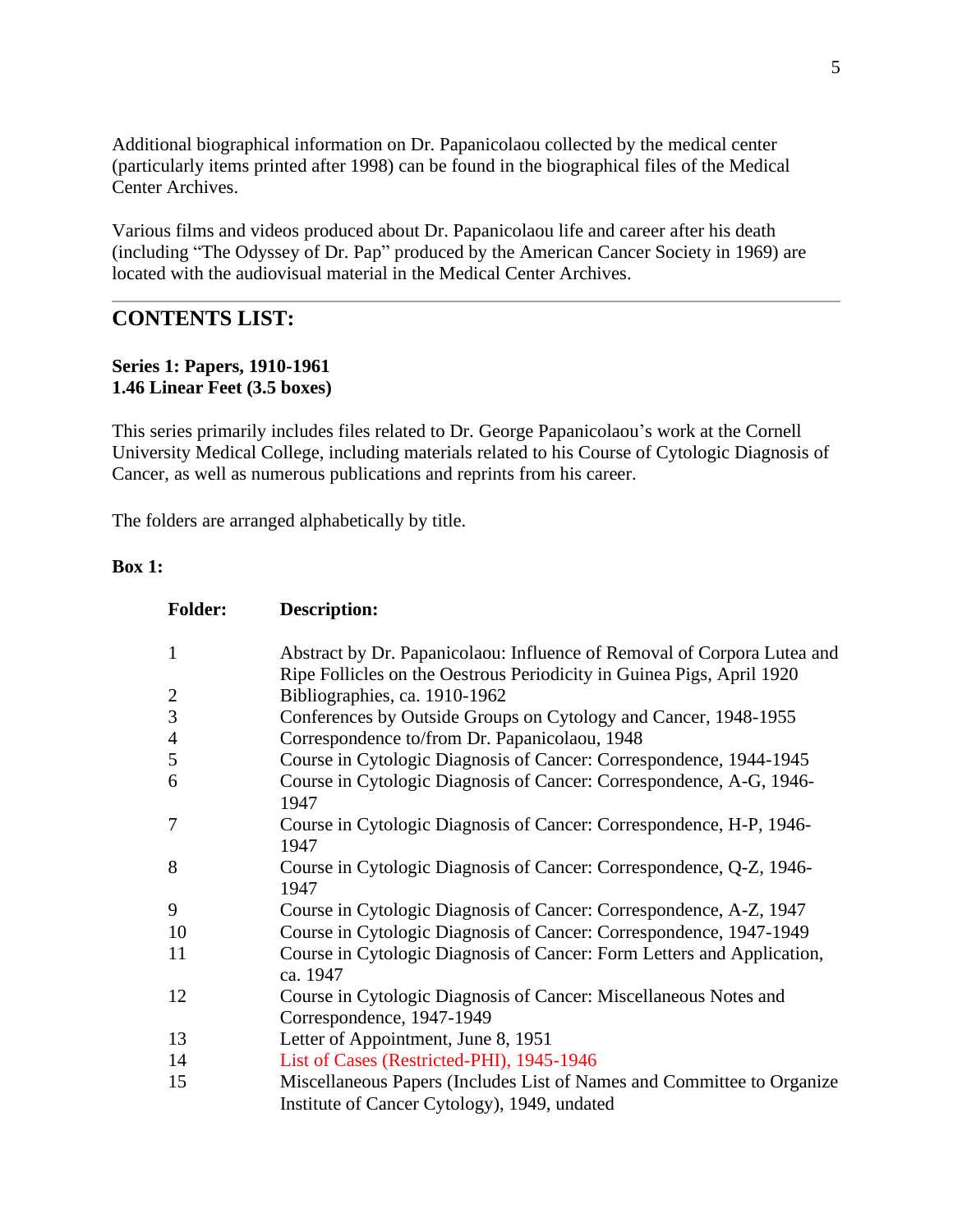Additional biographical information on Dr. Papanicolaou collected by the medical center (particularly items printed after 1998) can be found in the biographical files of the Medical Center Archives.

Various films and videos produced about Dr. Papanicolaou life and career after his death (including "The Odyssey of Dr. Pap" produced by the American Cancer Society in 1969) are located with the audiovisual material in the Medical Center Archives.

---

## CONTENTS LIST:

**Series 1: Papers, 1910-1961**
**1.46 Linear Feet (3.5 boxes)**

This series primarily includes files related to Dr. George Papanicolaou's work at the Cornell University Medical College, including materials related to his Course of Cytologic Diagnosis of Cancer, as well as numerous publications and reprints from his career.

The folders are arranged alphabetically by title.

**Box 1:**

| Folder: | Description: |
|---|---|
| 1 | Abstract by Dr. Papanicolaou: Influence of Removal of Corpora Lutea and Ripe Follicles on the Oestrous Periodicity in Guinea Pigs, April 1920 |
| 2 | Bibliographies, ca. 1910-1962 |
| 3 | Conferences by Outside Groups on Cytology and Cancer, 1948-1955 |
| 4 | Correspondence to/from Dr. Papanicolaou, 1948 |
| 5 | Course in Cytologic Diagnosis of Cancer: Correspondence, 1944-1945 |
| 6 | Course in Cytologic Diagnosis of Cancer: Correspondence, A-G, 1946-1947 |
| 7 | Course in Cytologic Diagnosis of Cancer: Correspondence, H-P, 1946-1947 |
| 8 | Course in Cytologic Diagnosis of Cancer: Correspondence, Q-Z, 1946-1947 |
| 9 | Course in Cytologic Diagnosis of Cancer: Correspondence, A-Z, 1947 |
| 10 | Course in Cytologic Diagnosis of Cancer: Correspondence, 1947-1949 |
| 11 | Course in Cytologic Diagnosis of Cancer: Form Letters and Application, ca. 1947 |
| 12 | Course in Cytologic Diagnosis of Cancer: Miscellaneous Notes and Correspondence, 1947-1949 |
| 13 | Letter of Appointment, June 8, 1951 |
| 14 | List of Cases (Restricted-PHI), 1945-1946 |
| 15 | Miscellaneous Papers (Includes List of Names and Committee to Organize Institute of Cancer Cytology), 1949, undated |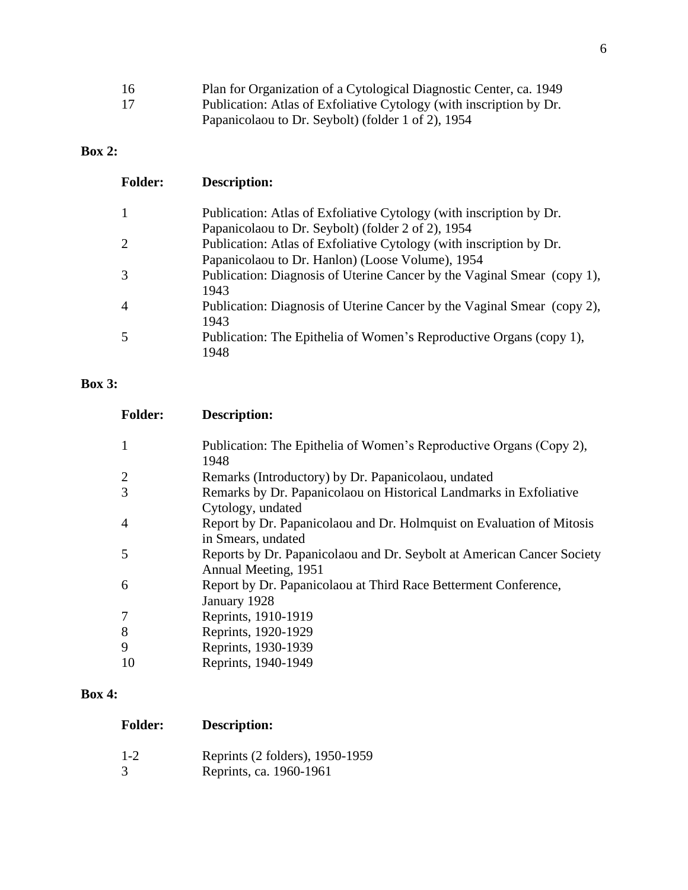| Folder: | Description: |
| --- | --- |
| 16 | Plan for Organization of a Cytological Diagnostic Center, ca. 1949 |
| 17 | Publication: Atlas of Exfoliative Cytology (with inscription by Dr. Papanicolaou to Dr. Seybolt) (folder 1 of 2), 1954 |

**Box 2:**

| Folder: | Description: |
| --- | --- |
| 1 | Publication: Atlas of Exfoliative Cytology (with inscription by Dr. Papanicolaou to Dr. Seybolt) (folder 2 of 2), 1954 |
| 2 | Publication: Atlas of Exfoliative Cytology (with inscription by Dr. Papanicolaou to Dr. Hanlon) (Loose Volume), 1954 |
| 3 | Publication: Diagnosis of Uterine Cancer by the Vaginal Smear (copy 1), 1943 |
| 4 | Publication: Diagnosis of Uterine Cancer by the Vaginal Smear (copy 2), 1943 |
| 5 | Publication: The Epithelia of Women's Reproductive Organs (copy 1), 1948 |

**Box 3:**

| Folder: | Description: |
| --- | --- |
| 1 | Publication: The Epithelia of Women's Reproductive Organs (Copy 2), 1948 |
| 2 | Remarks (Introductory) by Dr. Papanicolaou, undated |
| 3 | Remarks by Dr. Papanicolaou on Historical Landmarks in Exfoliative Cytology, undated |
| 4 | Report by Dr. Papanicolaou and Dr. Holmquist on Evaluation of Mitosis in Smears, undated |
| 5 | Reports by Dr. Papanicolaou and Dr. Seybolt at American Cancer Society Annual Meeting, 1951 |
| 6 | Report by Dr. Papanicolaou at Third Race Betterment Conference, January 1928 |
| 7 | Reprints, 1910-1919 |
| 8 | Reprints, 1920-1929 |
| 9 | Reprints, 1930-1939 |
| 10 | Reprints, 1940-1949 |

**Box 4:**

| Folder: | Description: |
| --- | --- |
| 1-2 | Reprints (2 folders), 1950-1959 |
| 3 | Reprints, ca. 1960-1961 |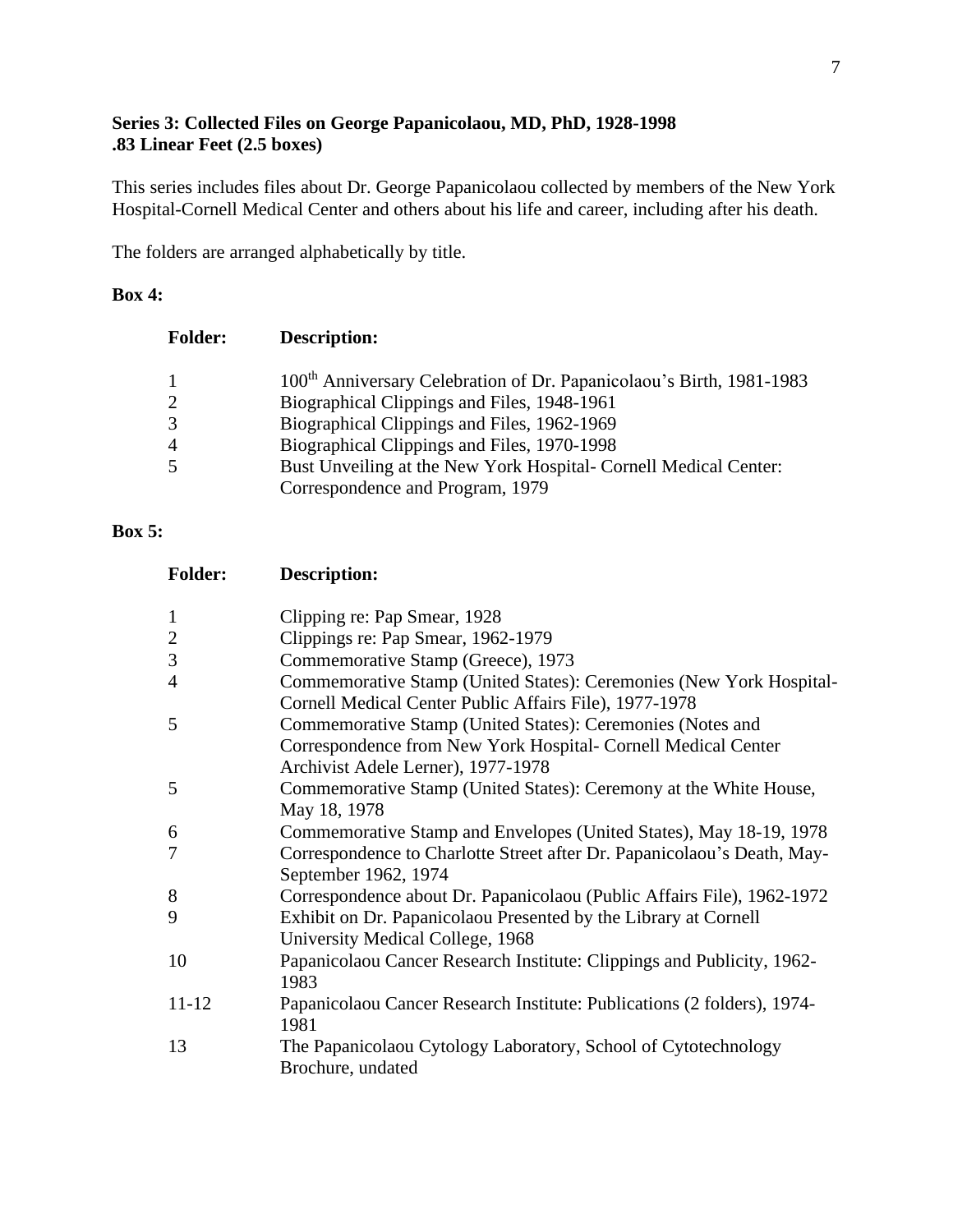**Series 3: Collected Files on George Papanicolaou, MD, PhD, 1928-1998**
**.83 Linear Feet (2.5 boxes)**

This series includes files about Dr. George Papanicolaou collected by members of the New York Hospital-Cornell Medical Center and others about his life and career, including after his death.

The folders are arranged alphabetically by title.

**Box 4:**

| **Folder:** | **Description:** |
|---|---|
| 1 | 100th Anniversary Celebration of Dr. Papanicolaou's Birth, 1981-1983 |
| 2 | Biographical Clippings and Files, 1948-1961 |
| 3 | Biographical Clippings and Files, 1962-1969 |
| 4 | Biographical Clippings and Files, 1970-1998 |
| 5 | Bust Unveiling at the New York Hospital- Cornell Medical Center: Correspondence and Program, 1979 |

**Box 5:**

| **Folder:** | **Description:** |
|---|---|
| 1 | Clipping re: Pap Smear, 1928 |
| 2 | Clippings re: Pap Smear, 1962-1979 |
| 3 | Commemorative Stamp (Greece), 1973 |
| 4 | Commemorative Stamp (United States): Ceremonies (New York Hospital-Cornell Medical Center Public Affairs File), 1977-1978 |
| 5 | Commemorative Stamp (United States): Ceremonies (Notes and Correspondence from New York Hospital- Cornell Medical Center Archivist Adele Lerner), 1977-1978 |
| 5 | Commemorative Stamp (United States): Ceremony at the White House, May 18, 1978 |
| 6 | Commemorative Stamp and Envelopes (United States), May 18-19, 1978 |
| 7 | Correspondence to Charlotte Street after Dr. Papanicolaou's Death, May-September 1962, 1974 |
| 8 | Correspondence about Dr. Papanicolaou (Public Affairs File), 1962-1972 |
| 9 | Exhibit on Dr. Papanicolaou Presented by the Library at Cornell University Medical College, 1968 |
| 10 | Papanicolaou Cancer Research Institute: Clippings and Publicity, 1962-1983 |
| 11-12 | Papanicolaou Cancer Research Institute: Publications (2 folders), 1974-1981 |
| 13 | The Papanicolaou Cytology Laboratory, School of Cytotechnology Brochure, undated |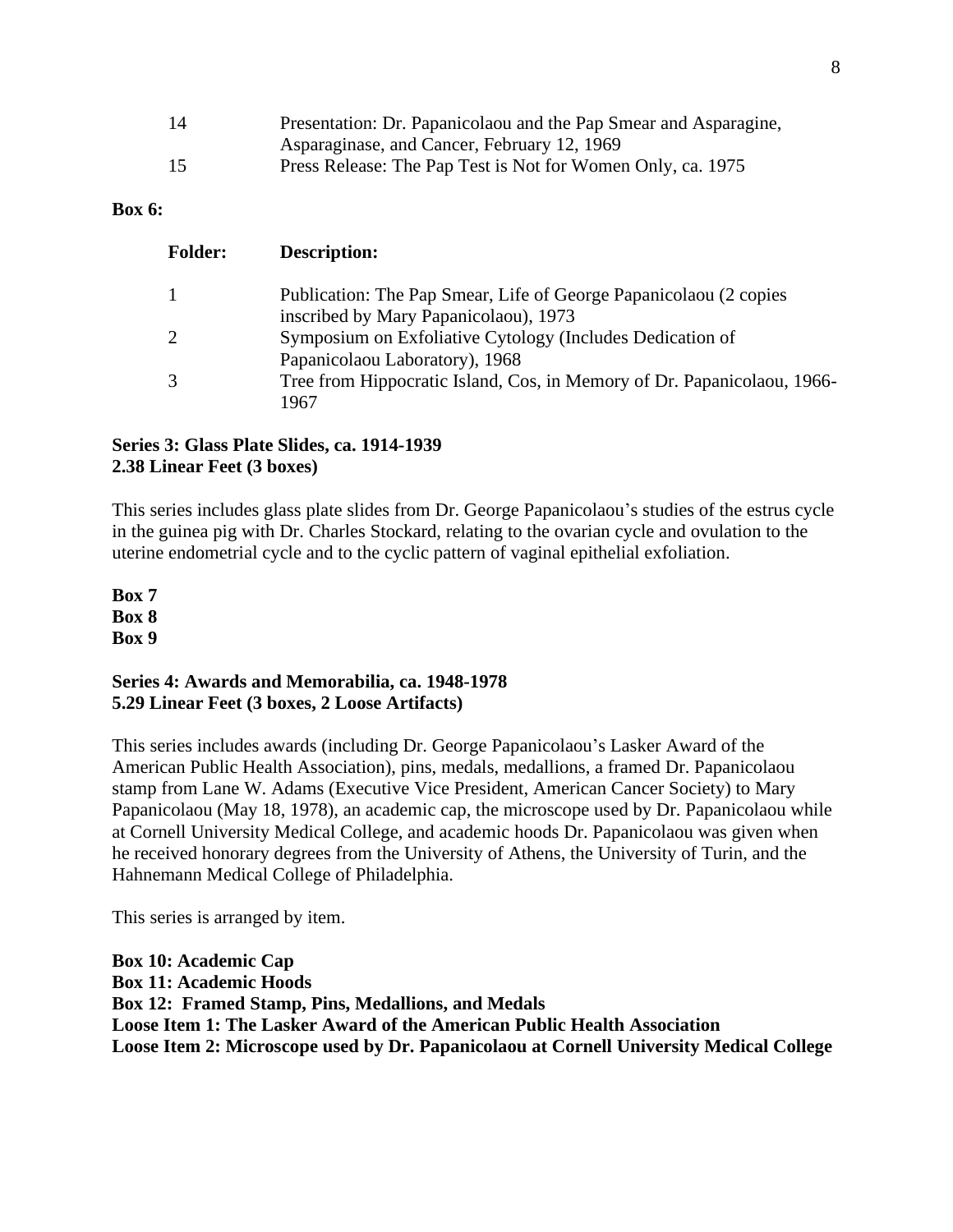| | |
|---|---|
| 14 | Presentation: Dr. Papanicolaou and the Pap Smear and Asparagine, Asparaginase, and Cancer, February 12, 1969 |
| 15 | Press Release: The Pap Test is Not for Women Only, ca. 1975 |

**Box 6:**

| **Folder:** | **Description:** |
|---|---|
| 1 | Publication: The Pap Smear, Life of George Papanicolaou (2 copies inscribed by Mary Papanicolaou), 1973 |
| 2 | Symposium on Exfoliative Cytology (Includes Dedication of Papanicolaou Laboratory), 1968 |
| 3 | Tree from Hippocratic Island, Cos, in Memory of Dr. Papanicolaou, 1966-1967 |

**Series 3: Glass Plate Slides, ca. 1914-1939**
**2.38 Linear Feet (3 boxes)**

This series includes glass plate slides from Dr. George Papanicolaou's studies of the estrus cycle in the guinea pig with Dr. Charles Stockard, relating to the ovarian cycle and ovulation to the uterine endometrial cycle and to the cyclic pattern of vaginal epithelial exfoliation.

**Box 7**
**Box 8**
**Box 9**

**Series 4: Awards and Memorabilia, ca. 1948-1978**
**5.29 Linear Feet (3 boxes, 2 Loose Artifacts)**

This series includes awards (including Dr. George Papanicolaou's Lasker Award of the American Public Health Association), pins, medals, medallions, a framed Dr. Papanicolaou stamp from Lane W. Adams (Executive Vice President, American Cancer Society) to Mary Papanicolaou (May 18, 1978), an academic cap, the microscope used by Dr. Papanicolaou while at Cornell University Medical College, and academic hoods Dr. Papanicolaou was given when he received honorary degrees from the University of Athens, the University of Turin, and the Hahnemann Medical College of Philadelphia.

This series is arranged by item.

**Box 10: Academic Cap**
**Box 11: Academic Hoods**
**Box 12: Framed Stamp, Pins, Medallions, and Medals**
**Loose Item 1: The Lasker Award of the American Public Health Association**
**Loose Item 2: Microscope used by Dr. Papanicolaou at Cornell University Medical College**